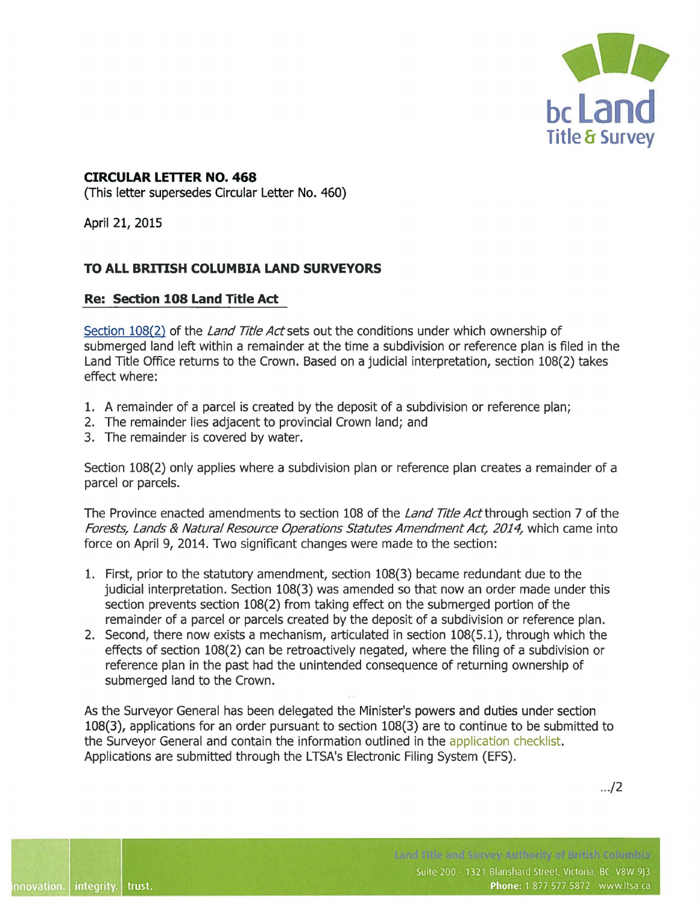**CIRCULAR LETTER NO. 468**
(This letter supersedes Circular Letter No. 460)

April 21, 2015

**TO ALL BRITISH COLUMBIA LAND SURVEYORS**

**Re: Section 108 Land Title Act**

Section 108(2) of the *Land Title Act* sets out the conditions under which ownership of submerged land left within a remainder at the time a subdivision or reference plan is filed in the Land Title Office returns to the Crown. Based on a judicial interpretation, section 108(2) takes effect where:

1. A remainder of a parcel is created by the deposit of a subdivision or reference plan;
2. The remainder lies adjacent to provincial Crown land; and
3. The remainder is covered by water.

Section 108(2) only applies where a subdivision plan or reference plan creates a remainder of a parcel or parcels.

The Province enacted amendments to section 108 of the *Land Title Act* through section 7 of the *Forests, Lands & Natural Resource Operations Statutes Amendment Act, 2014,* which came into force on April 9, 2014. Two significant changes were made to the section:

1. First, prior to the statutory amendment, section 108(3) became redundant due to the judicial interpretation. Section 108(3) was amended so that now an order made under this section prevents section 108(2) from taking effect on the submerged portion of the remainder of a parcel or parcels created by the deposit of a subdivision or reference plan.
2. Second, there now exists a mechanism, articulated in section 108(5.1), through which the effects of section 108(2) can be retroactively negated, where the filing of a subdivision or reference plan in the past had the unintended consequence of returning ownership of submerged land to the Crown.

As the Surveyor General has been delegated the Minister's powers and duties under section 108(3), applications for an order pursuant to section 108(3) are to continue to be submitted to the Surveyor General and contain the information outlined in the application checklist. Applications are submitted through the LTSA's Electronic Filing System (EFS).

.../2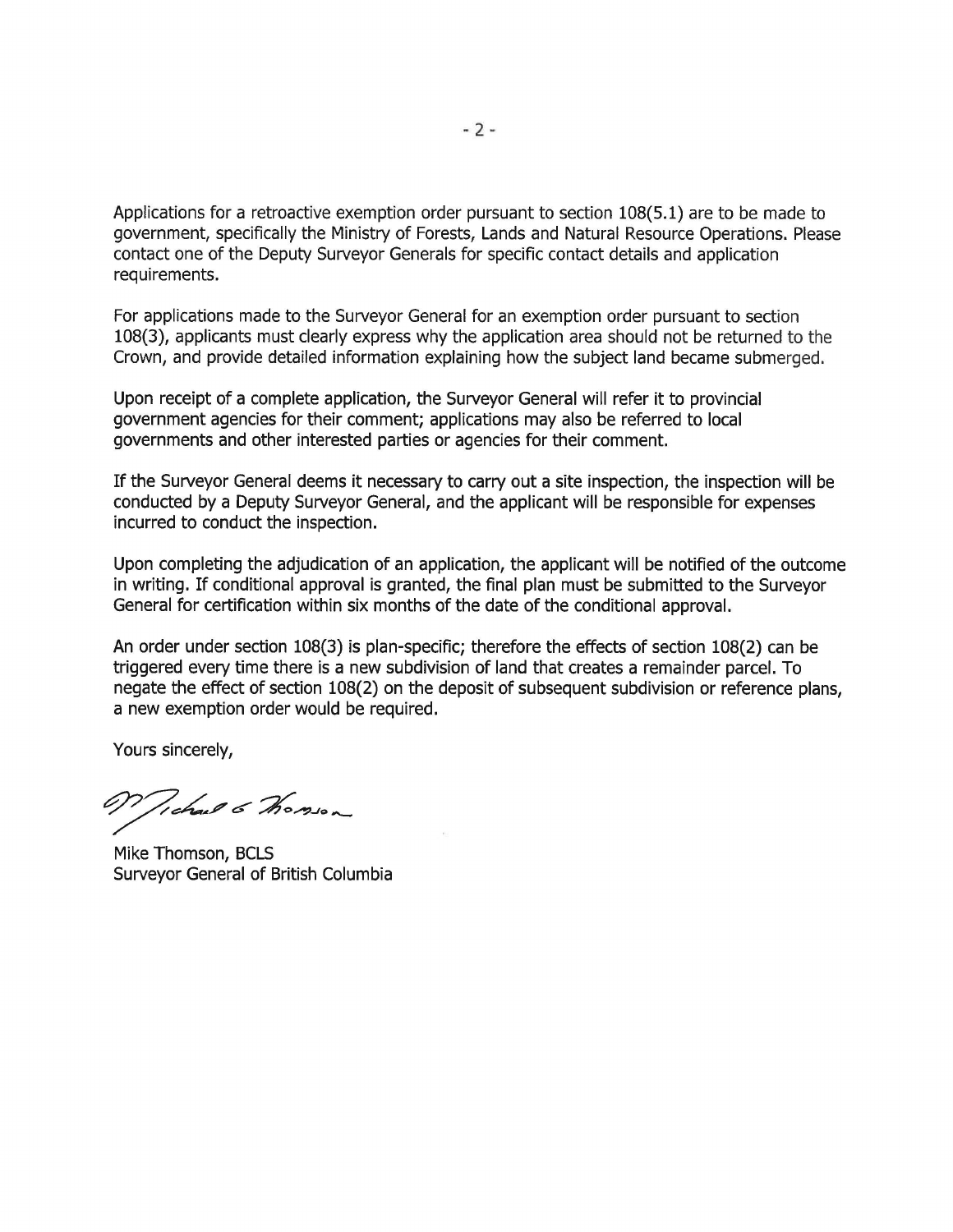Applications for a retroactive exemption order pursuant to section 108(5.1) are to be made to government, specifically the Ministry of Forests, Lands and Natural Resource Operations. Please contact one of the Deputy Surveyor Generals for specific contact details and application requirements.

For applications made to the Surveyor General for an exemption order pursuant to section 108(3), applicants must clearly express why the application area should not be returned to the Crown, and provide detailed information explaining how the subject land became submerged.

Upon receipt of a complete application, the Surveyor General will refer it to provincial government agencies for their comment; applications may also be referred to local governments and other interested parties or agencies for their comment.

If the Surveyor General deems it necessary to carry out a site inspection, the inspection will be conducted by a Deputy Surveyor General, and the applicant will be responsible for expenses incurred to conduct the inspection.

Upon completing the adjudication of an application, the applicant will be notified of the outcome in writing. If conditional approval is granted, the final plan must be submitted to the Surveyor General for certification within six months of the date of the conditional approval.

An order under section 108(3) is plan-specific; therefore the effects of section 108(2) can be triggered every time there is a new subdivision of land that creates a remainder parcel. To negate the effect of section 108(2) on the deposit of subsequent subdivision or reference plans, a new exemption order would be required.

Yours sincerely,

Michael G Thomson

Mike Thomson, BCLS
Surveyor General of British Columbia